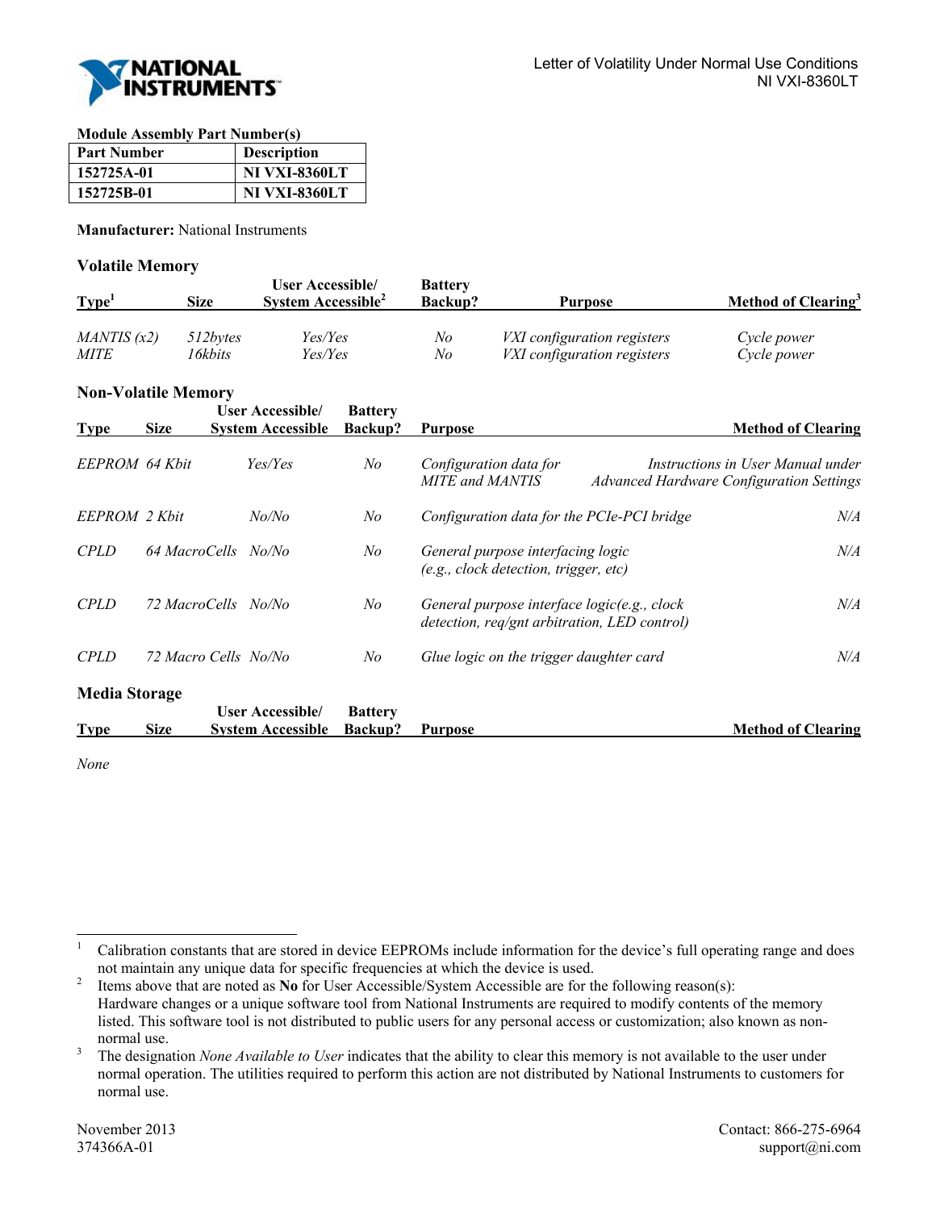Letter of Volatility Under Normal Use Conditions
NI VXI-8360LT

**Module Assembly Part Number(s)**

| Part Number | Description |
|---|---|
| 152725A-01 | NI VXI-8360LT |
| 152725B-01 | NI VXI-8360LT |

**Manufacturer:** National Instruments

## Volatile Memory

| Type[1] | Size | User Accessible/ System Accessible[2] | Battery Backup? | Purpose | Method of Clearing[3] |
|---|---|---|---|---|---|
| *MANTIS (x2)* | *512bytes* | *Yes/Yes* | *No* | *VXI configuration registers* | *Cycle power* |
| *MITE* | *16kbits* | *Yes/Yes* | *No* | *VXI configuration registers* | *Cycle power* |

## Non-Volatile Memory

| Type | Size | User Accessible/ System Accessible | Battery Backup? | Purpose | Method of Clearing |
|---|---|---|---|---|---|
| *EEPROM* | *64 Kbit* | *Yes/Yes* | *No* | *Configuration data for MITE and MANTIS* | *Instructions in User Manual under Advanced Hardware Configuration Settings* |
| *EEPROM* | *2 Kbit* | *No/No* | *No* | *Configuration data for the PCIe-PCI bridge* | *N/A* |
| *CPLD* | *64 MacroCells* | *No/No* | *No* | *General purpose interfacing logic (e.g., clock detection, trigger, etc)* | *N/A* |
| *CPLD* | *72 MacroCells* | *No/No* | *No* | *General purpose interface logic(e.g., clock detection, req/gnt arbitration, LED control)* | *N/A* |
| *CPLD* | *72 Macro Cells* | *No/No* | *No* | *Glue logic on the trigger daughter card* | *N/A* |

## Media Storage

| Type | Size | User Accessible/ System Accessible | Battery Backup? | Purpose | Method of Clearing |
|---|---|---|---|---|---|

*None*

---

1. Calibration constants that are stored in device EEPROMs include information for the device's full operating range and does not maintain any unique data for specific frequencies at which the device is used.
2. Items above that are noted as **No** for User Accessible/System Accessible are for the following reason(s): Hardware changes or a unique software tool from National Instruments are required to modify contents of the memory listed. This software tool is not distributed to public users for any personal access or customization; also known as non-normal use.
3. The designation *None Available to User* indicates that the ability to clear this memory is not available to the user under normal operation. The utilities required to perform this action are not distributed by National Instruments to customers for normal use.

November 2013
374366A-01

Contact: 866-275-6964
support@ni.com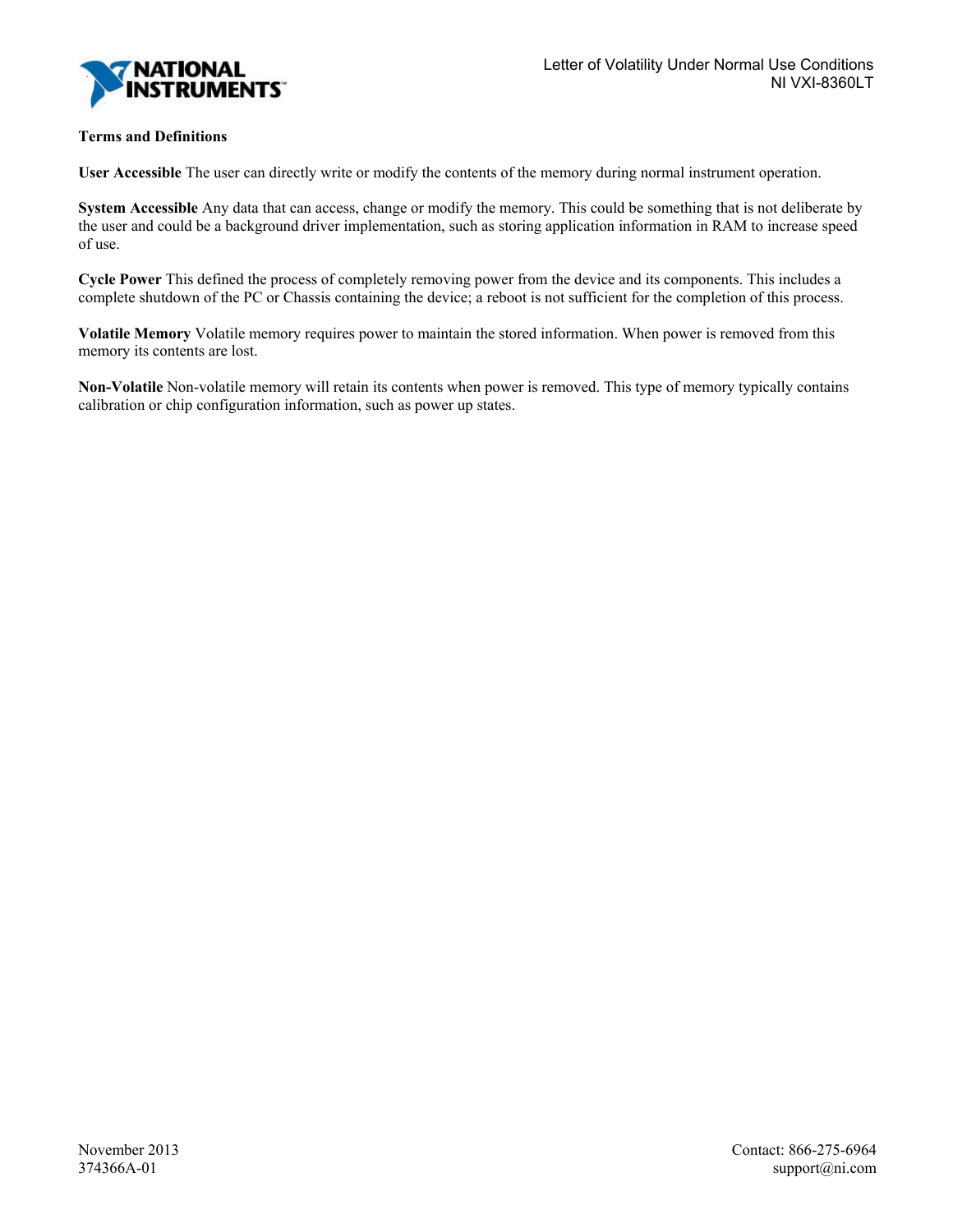**Terms and Definitions**

**User Accessible** The user can directly write or modify the contents of the memory during normal instrument operation.

**System Accessible** Any data that can access, change or modify the memory. This could be something that is not deliberate by the user and could be a background driver implementation, such as storing application information in RAM to increase speed of use.

**Cycle Power** This defined the process of completely removing power from the device and its components. This includes a complete shutdown of the PC or Chassis containing the device; a reboot is not sufficient for the completion of this process.

**Volatile Memory** Volatile memory requires power to maintain the stored information. When power is removed from this memory its contents are lost.

**Non-Volatile** Non-volatile memory will retain its contents when power is removed. This type of memory typically contains calibration or chip configuration information, such as power up states.